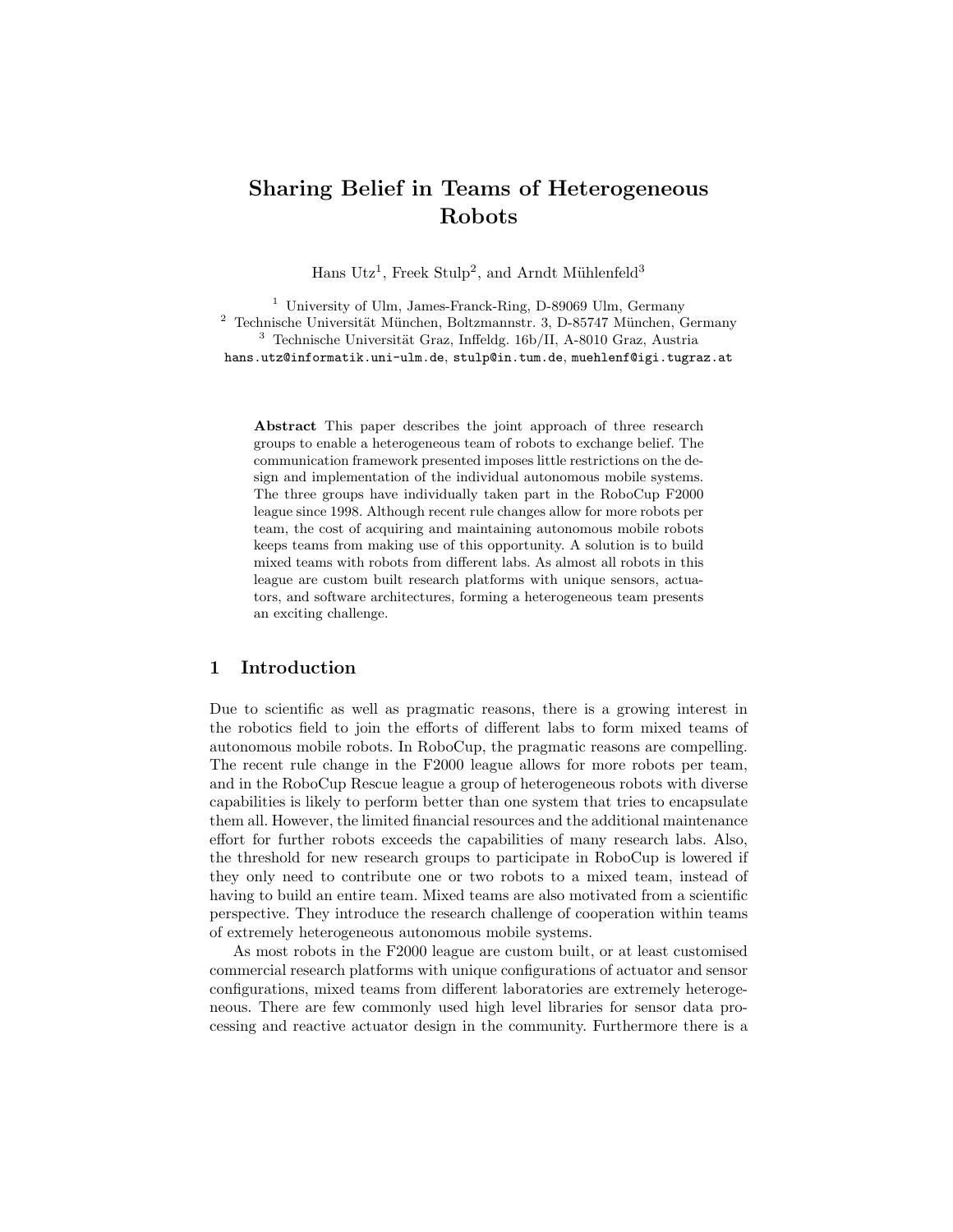# Sharing Belief in Teams of Heterogeneous Robots

Hans Utz[1], Freek Stulp[2], and Arndt Mühlenfeld[3]

[1] University of Ulm, James-Franck-Ring, D-89069 Ulm, Germany
[2] Technische Universität München, Boltzmannstr. 3, D-85747 München, Germany
[3] Technische Universität Graz, Inffeldg. 16b/II, A-8010 Graz, Austria
hans.utz@informatik.uni-ulm.de, stulp@in.tum.de, muehlenf@igi.tugraz.at

**Abstract** This paper describes the joint approach of three research groups to enable a heterogeneous team of robots to exchange belief. The communication framework presented imposes little restrictions on the design and implementation of the individual autonomous mobile systems. The three groups have individually taken part in the RoboCup F2000 league since 1998. Although recent rule changes allow for more robots per team, the cost of acquiring and maintaining autonomous mobile robots keeps teams from making use of this opportunity. A solution is to build mixed teams with robots from different labs. As almost all robots in this league are custom built research platforms with unique sensors, actuators, and software architectures, forming a heterogeneous team presents an exciting challenge.

## 1 Introduction

Due to scientific as well as pragmatic reasons, there is a growing interest in the robotics field to join the efforts of different labs to form mixed teams of autonomous mobile robots. In RoboCup, the pragmatic reasons are compelling. The recent rule change in the F2000 league allows for more robots per team, and in the RoboCup Rescue league a group of heterogeneous robots with diverse capabilities is likely to perform better than one system that tries to encapsulate them all. However, the limited financial resources and the additional maintenance effort for further robots exceeds the capabilities of many research labs. Also, the threshold for new research groups to participate in RoboCup is lowered if they only need to contribute one or two robots to a mixed team, instead of having to build an entire team. Mixed teams are also motivated from a scientific perspective. They introduce the research challenge of cooperation within teams of extremely heterogeneous autonomous mobile systems.

As most robots in the F2000 league are custom built, or at least customised commercial research platforms with unique configurations of actuator and sensor configurations, mixed teams from different laboratories are extremely heterogeneous. There are few commonly used high level libraries for sensor data processing and reactive actuator design in the community. Furthermore there is a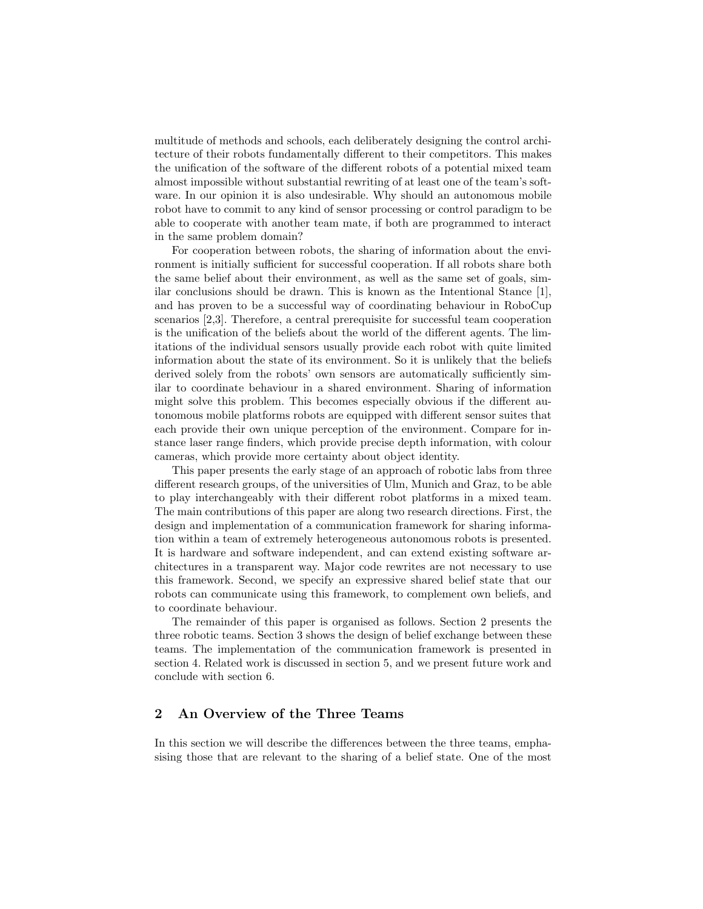multitude of methods and schools, each deliberately designing the control architecture of their robots fundamentally different to their competitors. This makes the unification of the software of the different robots of a potential mixed team almost impossible without substantial rewriting of at least one of the team's software. In our opinion it is also undesirable. Why should an autonomous mobile robot have to commit to any kind of sensor processing or control paradigm to be able to cooperate with another team mate, if both are programmed to interact in the same problem domain?

For cooperation between robots, the sharing of information about the environment is initially sufficient for successful cooperation. If all robots share both the same belief about their environment, as well as the same set of goals, similar conclusions should be drawn. This is known as the Intentional Stance [1], and has proven to be a successful way of coordinating behaviour in RoboCup scenarios [2,3]. Therefore, a central prerequisite for successful team cooperation is the unification of the beliefs about the world of the different agents. The limitations of the individual sensors usually provide each robot with quite limited information about the state of its environment. So it is unlikely that the beliefs derived solely from the robots' own sensors are automatically sufficiently similar to coordinate behaviour in a shared environment. Sharing of information might solve this problem. This becomes especially obvious if the different autonomous mobile platforms robots are equipped with different sensor suites that each provide their own unique perception of the environment. Compare for instance laser range finders, which provide precise depth information, with colour cameras, which provide more certainty about object identity.

This paper presents the early stage of an approach of robotic labs from three different research groups, of the universities of Ulm, Munich and Graz, to be able to play interchangeably with their different robot platforms in a mixed team. The main contributions of this paper are along two research directions. First, the design and implementation of a communication framework for sharing information within a team of extremely heterogeneous autonomous robots is presented. It is hardware and software independent, and can extend existing software architectures in a transparent way. Major code rewrites are not necessary to use this framework. Second, we specify an expressive shared belief state that our robots can communicate using this framework, to complement own beliefs, and to coordinate behaviour.

The remainder of this paper is organised as follows. Section 2 presents the three robotic teams. Section 3 shows the design of belief exchange between these teams. The implementation of the communication framework is presented in section 4. Related work is discussed in section 5, and we present future work and conclude with section 6.

## 2 An Overview of the Three Teams

In this section we will describe the differences between the three teams, emphasising those that are relevant to the sharing of a belief state. One of the most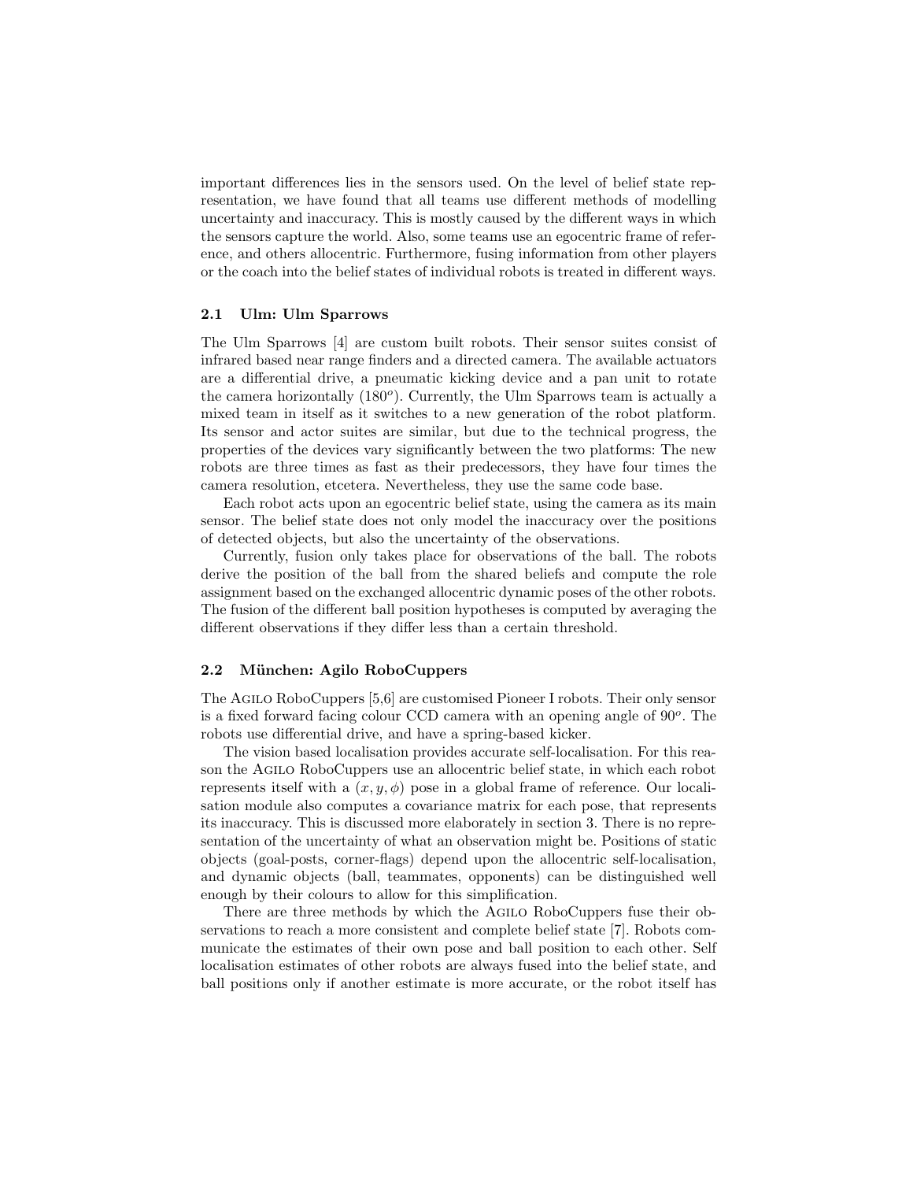important differences lies in the sensors used. On the level of belief state representation, we have found that all teams use different methods of modelling uncertainty and inaccuracy. This is mostly caused by the different ways in which the sensors capture the world. Also, some teams use an egocentric frame of reference, and others allocentric. Furthermore, fusing information from other players or the coach into the belief states of individual robots is treated in different ways.

### 2.1 Ulm: Ulm Sparrows

The Ulm Sparrows [4] are custom built robots. Their sensor suites consist of infrared based near range finders and a directed camera. The available actuators are a differential drive, a pneumatic kicking device and a pan unit to rotate the camera horizontally ($180^o$). Currently, the Ulm Sparrows team is actually a mixed team in itself as it switches to a new generation of the robot platform. Its sensor and actor suites are similar, but due to the technical progress, the properties of the devices vary significantly between the two platforms: The new robots are three times as fast as their predecessors, they have four times the camera resolution, etcetera. Nevertheless, they use the same code base.

Each robot acts upon an egocentric belief state, using the camera as its main sensor. The belief state does not only model the inaccuracy over the positions of detected objects, but also the uncertainty of the observations.

Currently, fusion only takes place for observations of the ball. The robots derive the position of the ball from the shared beliefs and compute the role assignment based on the exchanged allocentric dynamic poses of the other robots. The fusion of the different ball position hypotheses is computed by averaging the different observations if they differ less than a certain threshold.

### 2.2 München: Agilo RoboCuppers

The Agilo RoboCuppers [5,6] are customised Pioneer I robots. Their only sensor is a fixed forward facing colour CCD camera with an opening angle of $90^o$. The robots use differential drive, and have a spring-based kicker.

The vision based localisation provides accurate self-localisation. For this reason the Agilo RoboCuppers use an allocentric belief state, in which each robot represents itself with a $(x, y, \phi)$ pose in a global frame of reference. Our localisation module also computes a covariance matrix for each pose, that represents its inaccuracy. This is discussed more elaborately in section 3. There is no representation of the uncertainty of what an observation might be. Positions of static objects (goal-posts, corner-flags) depend upon the allocentric self-localisation, and dynamic objects (ball, teammates, opponents) can be distinguished well enough by their colours to allow for this simplification.

There are three methods by which the Agilo RoboCuppers fuse their observations to reach a more consistent and complete belief state [7]. Robots communicate the estimates of their own pose and ball position to each other. Self localisation estimates of other robots are always fused into the belief state, and ball positions only if another estimate is more accurate, or the robot itself has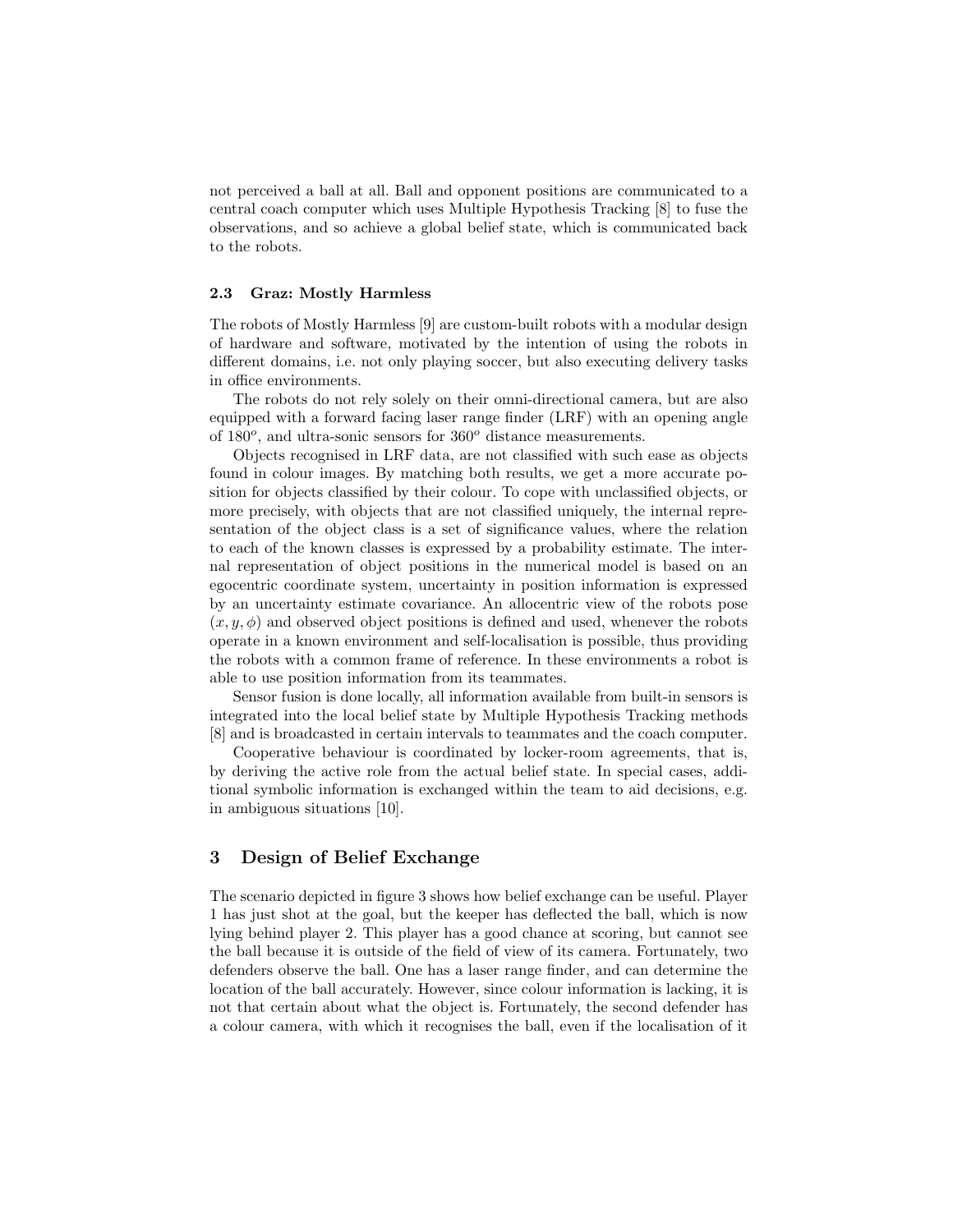not perceived a ball at all. Ball and opponent positions are communicated to a central coach computer which uses Multiple Hypothesis Tracking [8] to fuse the observations, and so achieve a global belief state, which is communicated back to the robots.

### 2.3 Graz: Mostly Harmless

The robots of Mostly Harmless [9] are custom-built robots with a modular design of hardware and software, motivated by the intention of using the robots in different domains, i.e. not only playing soccer, but also executing delivery tasks in office environments.

The robots do not rely solely on their omni-directional camera, but are also equipped with a forward facing laser range finder (LRF) with an opening angle of $180^o$, and ultra-sonic sensors for $360^o$ distance measurements.

Objects recognised in LRF data, are not classified with such ease as objects found in colour images. By matching both results, we get a more accurate position for objects classified by their colour. To cope with unclassified objects, or more precisely, with objects that are not classified uniquely, the internal representation of the object class is a set of significance values, where the relation to each of the known classes is expressed by a probability estimate. The internal representation of object positions in the numerical model is based on an egocentric coordinate system, uncertainty in position information is expressed by an uncertainty estimate covariance. An allocentric view of the robots pose $(x, y, \phi)$ and observed object positions is defined and used, whenever the robots operate in a known environment and self-localisation is possible, thus providing the robots with a common frame of reference. In these environments a robot is able to use position information from its teammates.

Sensor fusion is done locally, all information available from built-in sensors is integrated into the local belief state by Multiple Hypothesis Tracking methods [8] and is broadcasted in certain intervals to teammates and the coach computer.

Cooperative behaviour is coordinated by locker-room agreements, that is, by deriving the active role from the actual belief state. In special cases, additional symbolic information is exchanged within the team to aid decisions, e.g. in ambiguous situations [10].

## 3 Design of Belief Exchange

The scenario depicted in figure 3 shows how belief exchange can be useful. Player 1 has just shot at the goal, but the keeper has deflected the ball, which is now lying behind player 2. This player has a good chance at scoring, but cannot see the ball because it is outside of the field of view of its camera. Fortunately, two defenders observe the ball. One has a laser range finder, and can determine the location of the ball accurately. However, since colour information is lacking, it is not that certain about what the object is. Fortunately, the second defender has a colour camera, with which it recognises the ball, even if the localisation of it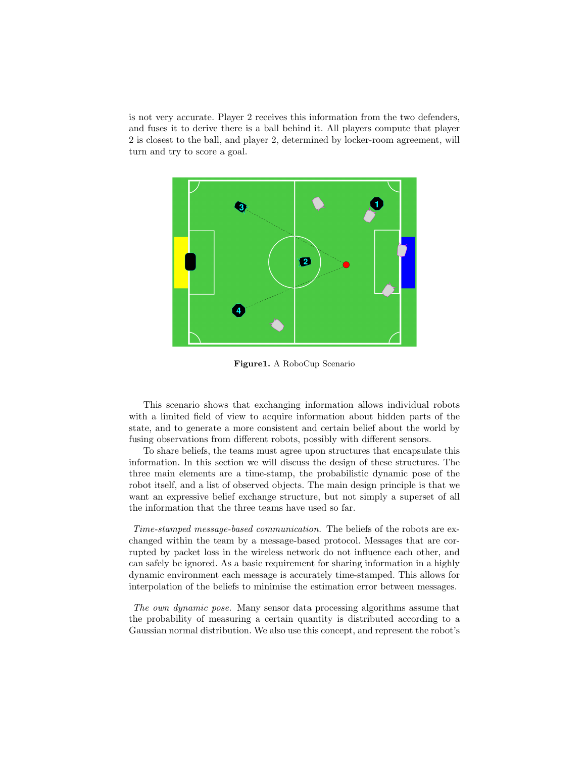is not very accurate. Player 2 receives this information from the two defenders, and fuses it to derive there is a ball behind it. All players compute that player 2 is closest to the ball, and player 2, determined by locker-room agreement, will turn and try to score a goal.

**Figure1.** A RoboCup Scenario

This scenario shows that exchanging information allows individual robots with a limited field of view to acquire information about hidden parts of the state, and to generate a more consistent and certain belief about the world by fusing observations from different robots, possibly with different sensors.

To share beliefs, the teams must agree upon structures that encapsulate this information. In this section we will discuss the design of these structures. The three main elements are a time-stamp, the probabilistic dynamic pose of the robot itself, and a list of observed objects. The main design principle is that we want an expressive belief exchange structure, but not simply a superset of all the information that the three teams have used so far.

*Time-stamped message-based communication.* The beliefs of the robots are exchanged within the team by a message-based protocol. Messages that are corrupted by packet loss in the wireless network do not influence each other, and can safely be ignored. As a basic requirement for sharing information in a highly dynamic environment each message is accurately time-stamped. This allows for interpolation of the beliefs to minimise the estimation error between messages.

*The own dynamic pose.* Many sensor data processing algorithms assume that the probability of measuring a certain quantity is distributed according to a Gaussian normal distribution. We also use this concept, and represent the robot's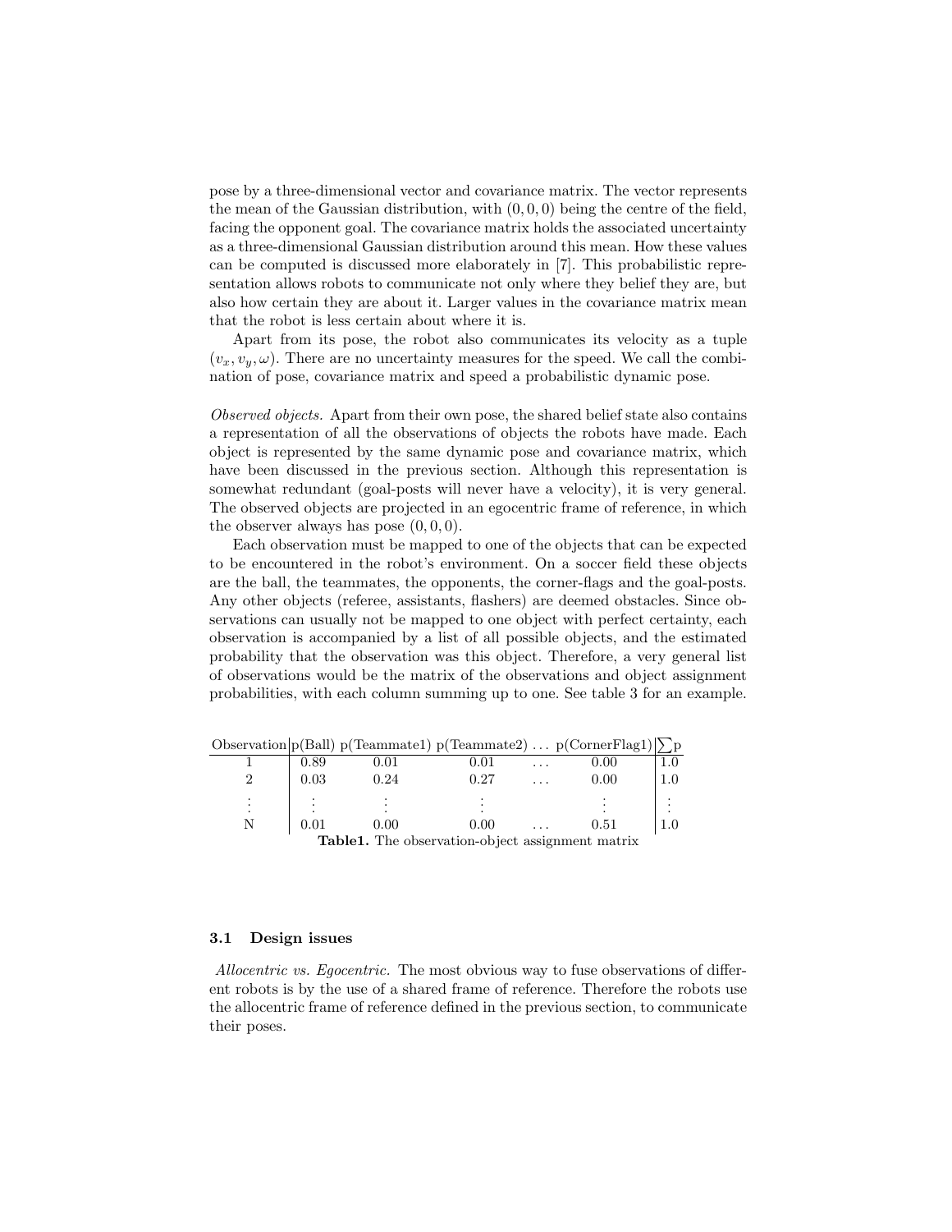pose by a three-dimensional vector and covariance matrix. The vector represents the mean of the Gaussian distribution, with $(0, 0, 0)$ being the centre of the field, facing the opponent goal. The covariance matrix holds the associated uncertainty as a three-dimensional Gaussian distribution around this mean. How these values can be computed is discussed more elaborately in [7]. This probabilistic representation allows robots to communicate not only where they belief they are, but also how certain they are about it. Larger values in the covariance matrix mean that the robot is less certain about where it is.

Apart from its pose, the robot also communicates its velocity as a tuple $(v_x, v_y, \omega)$. There are no uncertainty measures for the speed. We call the combination of pose, covariance matrix and speed a probabilistic dynamic pose.

*Observed objects.* Apart from their own pose, the shared belief state also contains a representation of all the observations of objects the robots have made. Each object is represented by the same dynamic pose and covariance matrix, which have been discussed in the previous section. Although this representation is somewhat redundant (goal-posts will never have a velocity), it is very general. The observed objects are projected in an egocentric frame of reference, in which the observer always has pose $(0, 0, 0)$.

Each observation must be mapped to one of the objects that can be expected to be encountered in the robot's environment. On a soccer field these objects are the ball, the teammates, the opponents, the corner-flags and the goal-posts. Any other objects (referee, assistants, flashers) are deemed obstacles. Since observations can usually not be mapped to one object with perfect certainty, each observation is accompanied by a list of all possible objects, and the estimated probability that the observation was this object. Therefore, a very general list of observations would be the matrix of the observations and object assignment probabilities, with each column summing up to one. See table 3 for an example.

| Observation | p(Ball) | p(Teammate1) | p(Teammate2) | ... | p(CornerFlag1) | $\sum$p |
|---|---|---|---|---|---|---|
| 1 | 0.89 | 0.01 | 0.01 | ... | 0.00 | 1.0 |
| 2 | 0.03 | 0.24 | 0.27 | ... | 0.00 | 1.0 |
| ⋮ | ⋮ | ⋮ | ⋮ | | ⋮ | ⋮ |
| N | 0.01 | 0.00 | 0.00 | ... | 0.51 | 1.0 |

**Table1.** The observation-object assignment matrix

### 3.1 Design issues

*Allocentric vs. Egocentric.* The most obvious way to fuse observations of different robots is by the use of a shared frame of reference. Therefore the robots use the allocentric frame of reference defined in the previous section, to communicate their poses.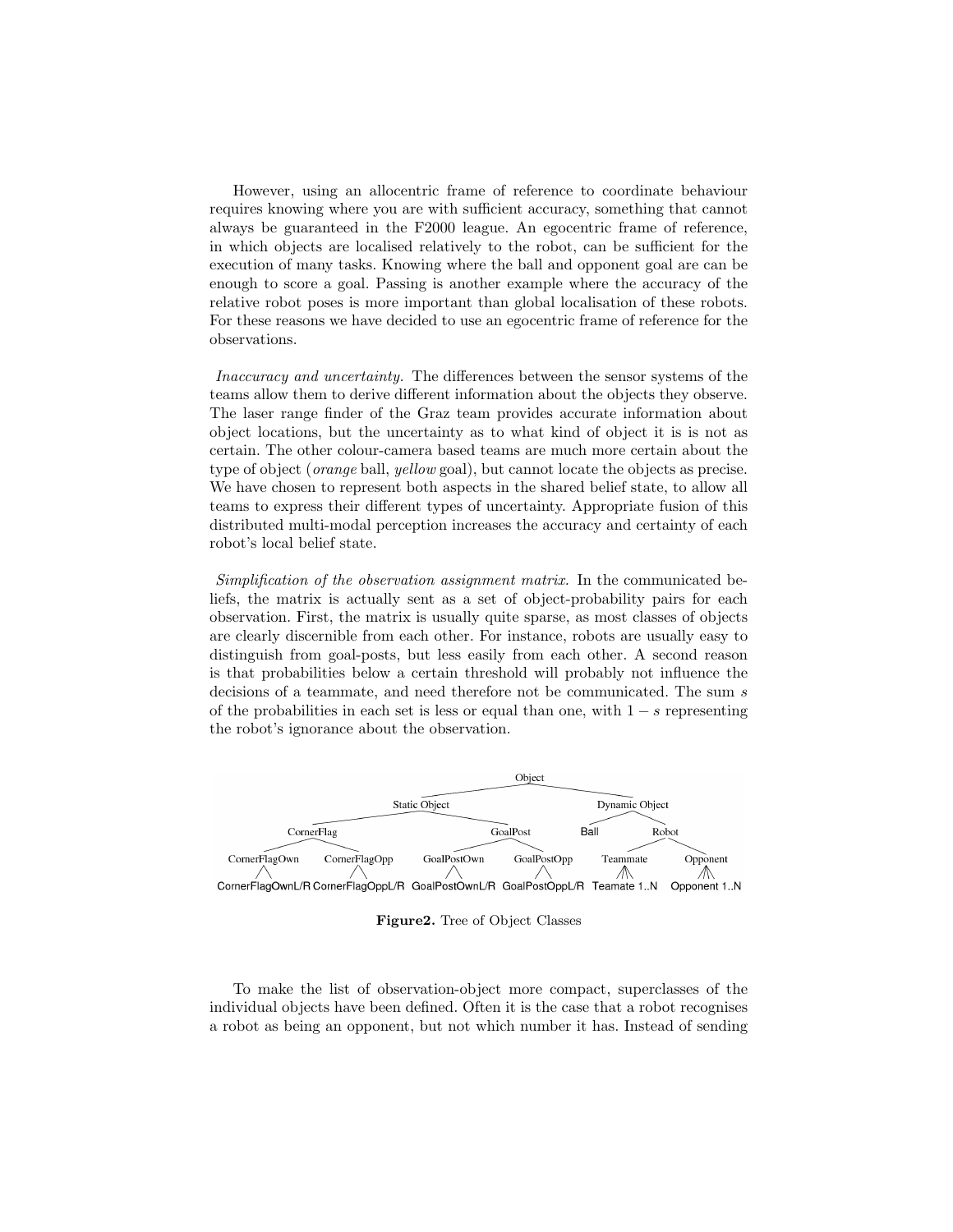However, using an allocentric frame of reference to coordinate behaviour requires knowing where you are with sufficient accuracy, something that cannot always be guaranteed in the F2000 league. An egocentric frame of reference, in which objects are localised relatively to the robot, can be sufficient for the execution of many tasks. Knowing where the ball and opponent goal are can be enough to score a goal. Passing is another example where the accuracy of the relative robot poses is more important than global localisation of these robots. For these reasons we have decided to use an egocentric frame of reference for the observations.

*Inaccuracy and uncertainty.* The differences between the sensor systems of the teams allow them to derive different information about the objects they observe. The laser range finder of the Graz team provides accurate information about object locations, but the uncertainty as to what kind of object it is is not as certain. The other colour-camera based teams are much more certain about the type of object (*orange* ball, *yellow* goal), but cannot locate the objects as precise. We have chosen to represent both aspects in the shared belief state, to allow all teams to express their different types of uncertainty. Appropriate fusion of this distributed multi-modal perception increases the accuracy and certainty of each robot's local belief state.

*Simplification of the observation assignment matrix.* In the communicated beliefs, the matrix is actually sent as a set of object-probability pairs for each observation. First, the matrix is usually quite sparse, as most classes of objects are clearly discernible from each other. For instance, robots are usually easy to distinguish from goal-posts, but less easily from each other. A second reason is that probabilities below a certain threshold will probably not influence the decisions of a teammate, and need therefore not be communicated. The sum $s$ of the probabilities in each set is less or equal than one, with $1 - s$ representing the robot's ignorance about the observation.

```
                                        Object
                    ┌─────────────────────┴──────────────────────┐
              Static Object                                 Dynamic Object
          ┌─────────┴──────────────┐                        ┌─────┴─────┐
      CornerFlag               GoalPost                    Ball        Robot
      ┌────┴─────┐            ┌────┴─────┐                          ┌────┴─────┐
CornerFlagOwn  CornerFlagOpp  GoalPostOwn  GoalPostOpp           Teammate    Opponent
      │              │              │            │                   │            │
CornerFlagOwnL/R CornerFlagOppL/R GoalPostOwnL/R GoalPostOppL/R  Teamate 1..N  Opponent 1..N
```

**Figure2.** Tree of Object Classes

To make the list of observation-object more compact, superclasses of the individual objects have been defined. Often it is the case that a robot recognises a robot as being an opponent, but not which number it has. Instead of sending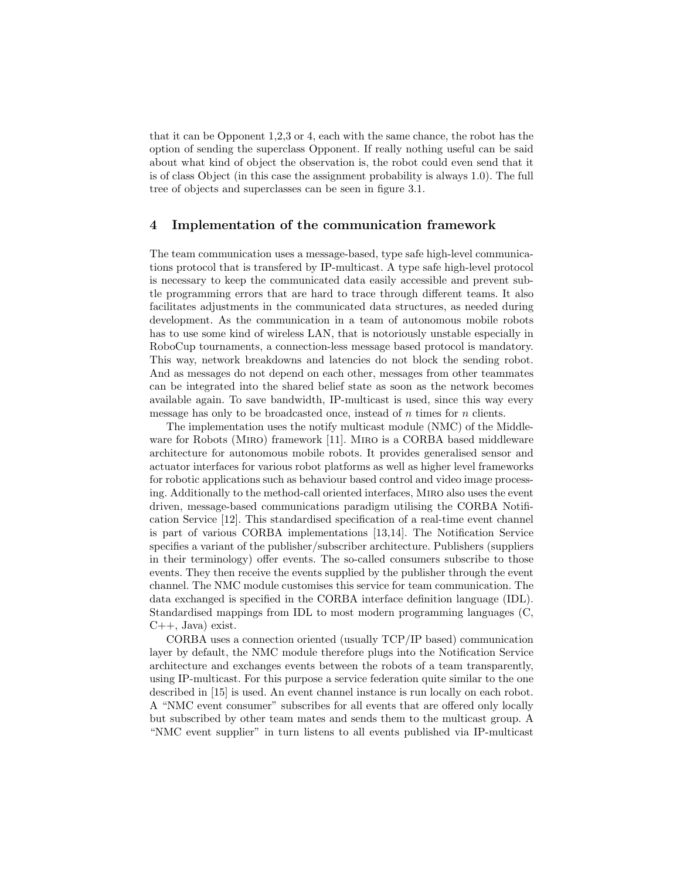that it can be Opponent 1,2,3 or 4, each with the same chance, the robot has the option of sending the superclass Opponent. If really nothing useful can be said about what kind of object the observation is, the robot could even send that it is of class Object (in this case the assignment probability is always 1.0). The full tree of objects and superclasses can be seen in figure 3.1.

## 4 Implementation of the communication framework

The team communication uses a message-based, type safe high-level communications protocol that is transfered by IP-multicast. A type safe high-level protocol is necessary to keep the communicated data easily accessible and prevent subtle programming errors that are hard to trace through different teams. It also facilitates adjustments in the communicated data structures, as needed during development. As the communication in a team of autonomous mobile robots has to use some kind of wireless LAN, that is notoriously unstable especially in RoboCup tournaments, a connection-less message based protocol is mandatory. This way, network breakdowns and latencies do not block the sending robot. And as messages do not depend on each other, messages from other teammates can be integrated into the shared belief state as soon as the network becomes available again. To save bandwidth, IP-multicast is used, since this way every message has only to be broadcasted once, instead of $n$ times for $n$ clients.

The implementation uses the notify multicast module (NMC) of the Middleware for Robots (Miro) framework [11]. Miro is a CORBA based middleware architecture for autonomous mobile robots. It provides generalised sensor and actuator interfaces for various robot platforms as well as higher level frameworks for robotic applications such as behaviour based control and video image processing. Additionally to the method-call oriented interfaces, Miro also uses the event driven, message-based communications paradigm utilising the CORBA Notification Service [12]. This standardised specification of a real-time event channel is part of various CORBA implementations [13,14]. The Notification Service specifies a variant of the publisher/subscriber architecture. Publishers (suppliers in their terminology) offer events. The so-called consumers subscribe to those events. They then receive the events supplied by the publisher through the event channel. The NMC module customises this service for team communication. The data exchanged is specified in the CORBA interface definition language (IDL). Standardised mappings from IDL to most modern programming languages (C, C++, Java) exist.

CORBA uses a connection oriented (usually TCP/IP based) communication layer by default, the NMC module therefore plugs into the Notification Service architecture and exchanges events between the robots of a team transparently, using IP-multicast. For this purpose a service federation quite similar to the one described in [15] is used. An event channel instance is run locally on each robot. A "NMC event consumer" subscribes for all events that are offered only locally but subscribed by other team mates and sends them to the multicast group. A "NMC event supplier" in turn listens to all events published via IP-multicast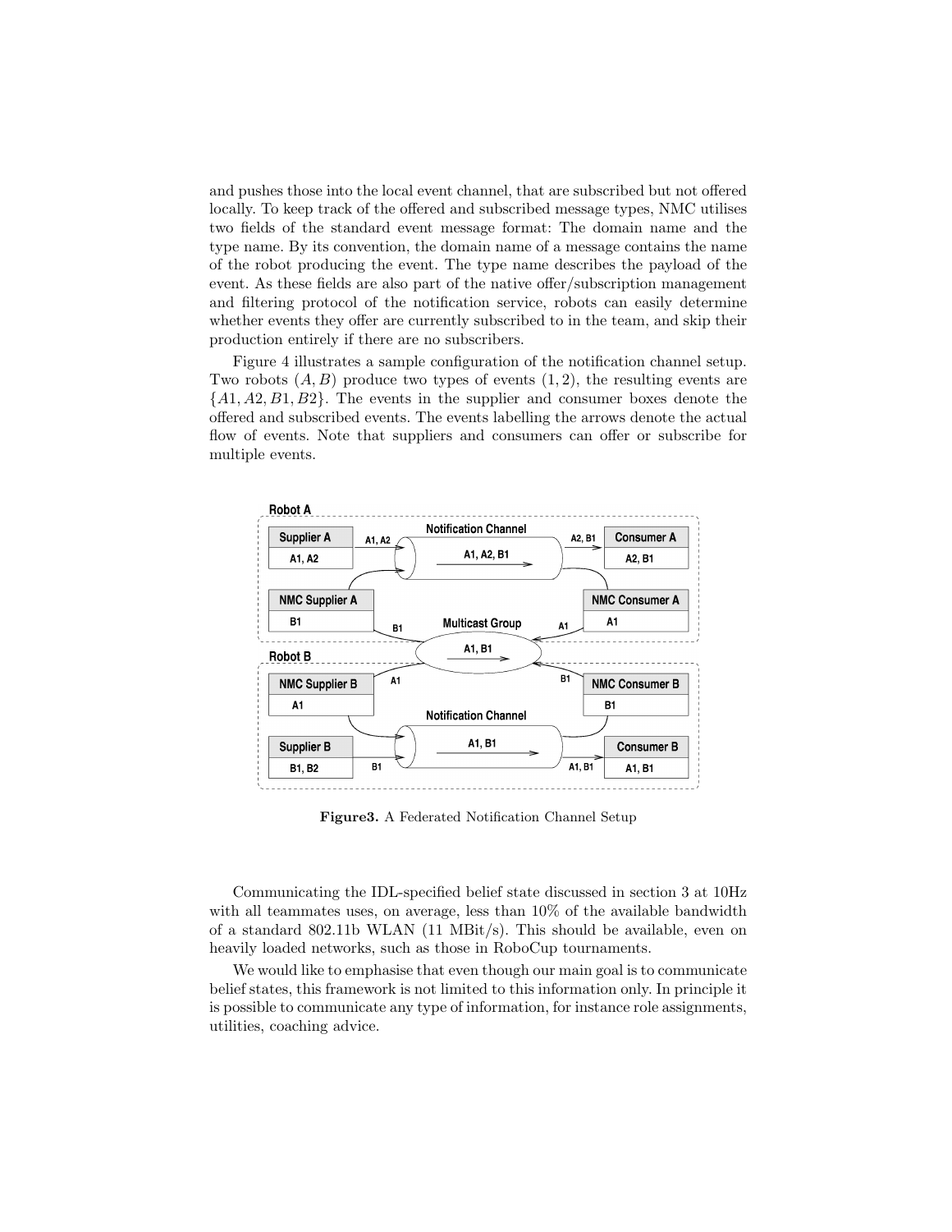and pushes those into the local event channel, that are subscribed but not offered locally. To keep track of the offered and subscribed message types, NMC utilises two fields of the standard event message format: The domain name and the type name. By its convention, the domain name of a message contains the name of the robot producing the event. The type name describes the payload of the event. As these fields are also part of the native offer/subscription management and filtering protocol of the notification service, robots can easily determine whether events they offer are currently subscribed to in the team, and skip their production entirely if there are no subscribers.

Figure 4 illustrates a sample configuration of the notification channel setup. Two robots $(A, B)$ produce two types of events $(1, 2)$, the resulting events are $\{A1, A2, B1, B2\}$. The events in the supplier and consumer boxes denote the offered and subscribed events. The events labelling the arrows denote the actual flow of events. Note that suppliers and consumers can offer or subscribe for multiple events.

**Figure3.** A Federated Notification Channel Setup

Communicating the IDL-specified belief state discussed in section 3 at 10Hz with all teammates uses, on average, less than 10% of the available bandwidth of a standard 802.11b WLAN (11 MBit/s). This should be available, even on heavily loaded networks, such as those in RoboCup tournaments.

We would like to emphasise that even though our main goal is to communicate belief states, this framework is not limited to this information only. In principle it is possible to communicate any type of information, for instance role assignments, utilities, coaching advice.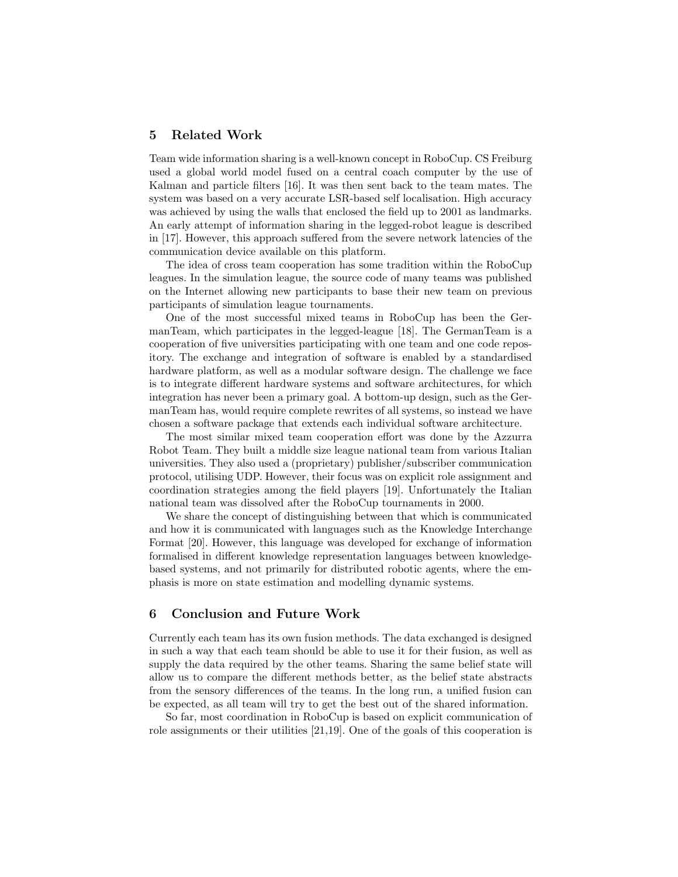## 5 Related Work

Team wide information sharing is a well-known concept in RoboCup. CS Freiburg used a global world model fused on a central coach computer by the use of Kalman and particle filters [16]. It was then sent back to the team mates. The system was based on a very accurate LSR-based self localisation. High accuracy was achieved by using the walls that enclosed the field up to 2001 as landmarks. An early attempt of information sharing in the legged-robot league is described in [17]. However, this approach suffered from the severe network latencies of the communication device available on this platform.

The idea of cross team cooperation has some tradition within the RoboCup leagues. In the simulation league, the source code of many teams was published on the Internet allowing new participants to base their new team on previous participants of simulation league tournaments.

One of the most successful mixed teams in RoboCup has been the GermanTeam, which participates in the legged-league [18]. The GermanTeam is a cooperation of five universities participating with one team and one code repository. The exchange and integration of software is enabled by a standardised hardware platform, as well as a modular software design. The challenge we face is to integrate different hardware systems and software architectures, for which integration has never been a primary goal. A bottom-up design, such as the GermanTeam has, would require complete rewrites of all systems, so instead we have chosen a software package that extends each individual software architecture.

The most similar mixed team cooperation effort was done by the Azzurra Robot Team. They built a middle size league national team from various Italian universities. They also used a (proprietary) publisher/subscriber communication protocol, utilising UDP. However, their focus was on explicit role assignment and coordination strategies among the field players [19]. Unfortunately the Italian national team was dissolved after the RoboCup tournaments in 2000.

We share the concept of distinguishing between that which is communicated and how it is communicated with languages such as the Knowledge Interchange Format [20]. However, this language was developed for exchange of information formalised in different knowledge representation languages between knowledge-based systems, and not primarily for distributed robotic agents, where the emphasis is more on state estimation and modelling dynamic systems.

## 6 Conclusion and Future Work

Currently each team has its own fusion methods. The data exchanged is designed in such a way that each team should be able to use it for their fusion, as well as supply the data required by the other teams. Sharing the same belief state will allow us to compare the different methods better, as the belief state abstracts from the sensory differences of the teams. In the long run, a unified fusion can be expected, as all team will try to get the best out of the shared information.

So far, most coordination in RoboCup is based on explicit communication of role assignments or their utilities [21,19]. One of the goals of this cooperation is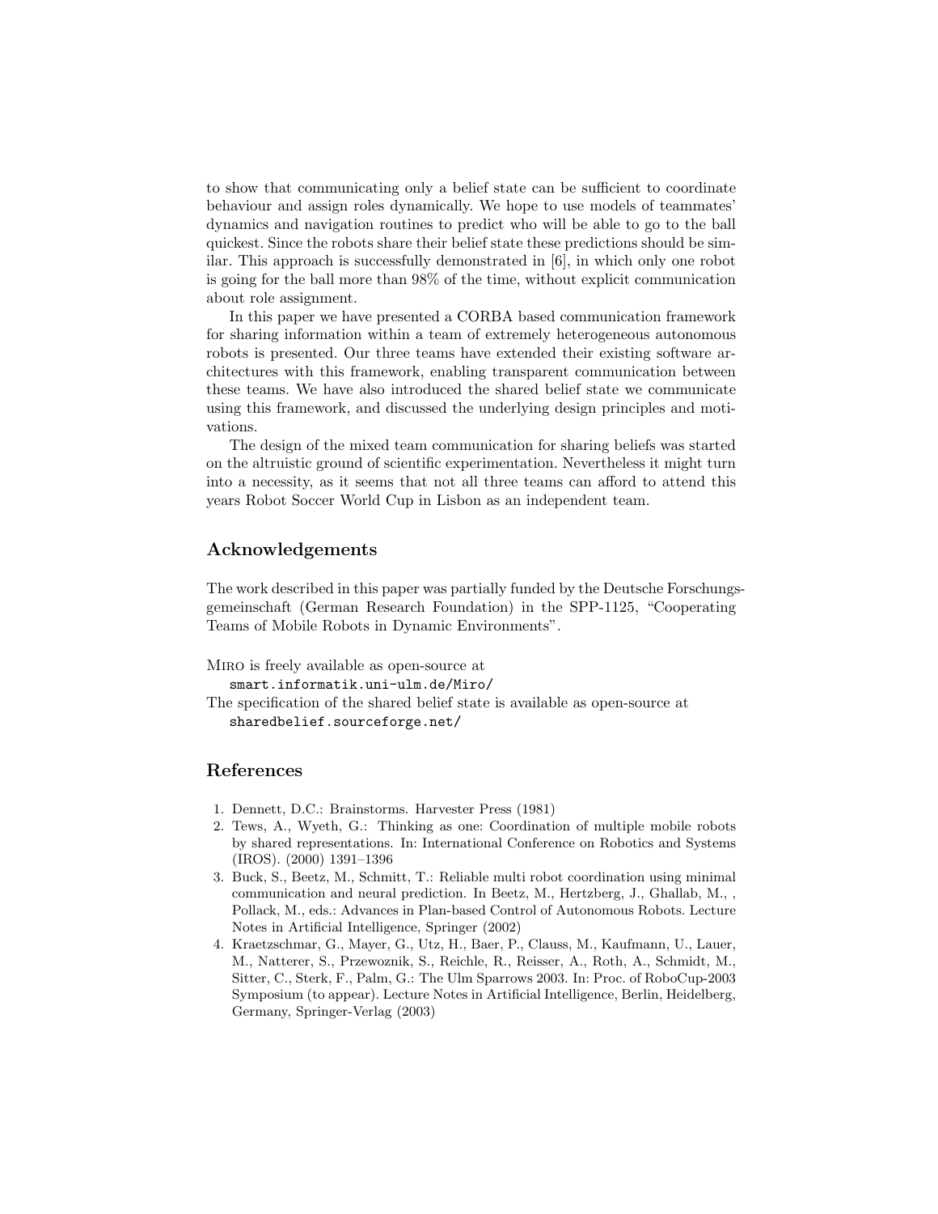to show that communicating only a belief state can be sufficient to coordinate behaviour and assign roles dynamically. We hope to use models of teammates' dynamics and navigation routines to predict who will be able to go to the ball quickest. Since the robots share their belief state these predictions should be similar. This approach is successfully demonstrated in [6], in which only one robot is going for the ball more than 98% of the time, without explicit communication about role assignment.

In this paper we have presented a CORBA based communication framework for sharing information within a team of extremely heterogeneous autonomous robots is presented. Our three teams have extended their existing software architectures with this framework, enabling transparent communication between these teams. We have also introduced the shared belief state we communicate using this framework, and discussed the underlying design principles and motivations.

The design of the mixed team communication for sharing beliefs was started on the altruistic ground of scientific experimentation. Nevertheless it might turn into a necessity, as it seems that not all three teams can afford to attend this years Robot Soccer World Cup in Lisbon as an independent team.

## Acknowledgements

The work described in this paper was partially funded by the Deutsche Forschungsgemeinschaft (German Research Foundation) in the SPP-1125, "Cooperating Teams of Mobile Robots in Dynamic Environments".

Miro is freely available as open-source at
`smart.informatik.uni-ulm.de/Miro/`
The specification of the shared belief state is available as open-source at
`sharedbelief.sourceforge.net/`

## References

1. Dennett, D.C.: Brainstorms. Harvester Press (1981)
2. Tews, A., Wyeth, G.: Thinking as one: Coordination of multiple mobile robots by shared representations. In: International Conference on Robotics and Systems (IROS). (2000) 1391–1396
3. Buck, S., Beetz, M., Schmitt, T.: Reliable multi robot coordination using minimal communication and neural prediction. In Beetz, M., Hertzberg, J., Ghallab, M., , Pollack, M., eds.: Advances in Plan-based Control of Autonomous Robots. Lecture Notes in Artificial Intelligence, Springer (2002)
4. Kraetzschmar, G., Mayer, G., Utz, H., Baer, P., Clauss, M., Kaufmann, U., Lauer, M., Natterer, S., Przewoznik, S., Reichle, R., Reisser, A., Roth, A., Schmidt, M., Sitter, C., Sterk, F., Palm, G.: The Ulm Sparrows 2003. In: Proc. of RoboCup-2003 Symposium (to appear). Lecture Notes in Artificial Intelligence, Berlin, Heidelberg, Germany, Springer-Verlag (2003)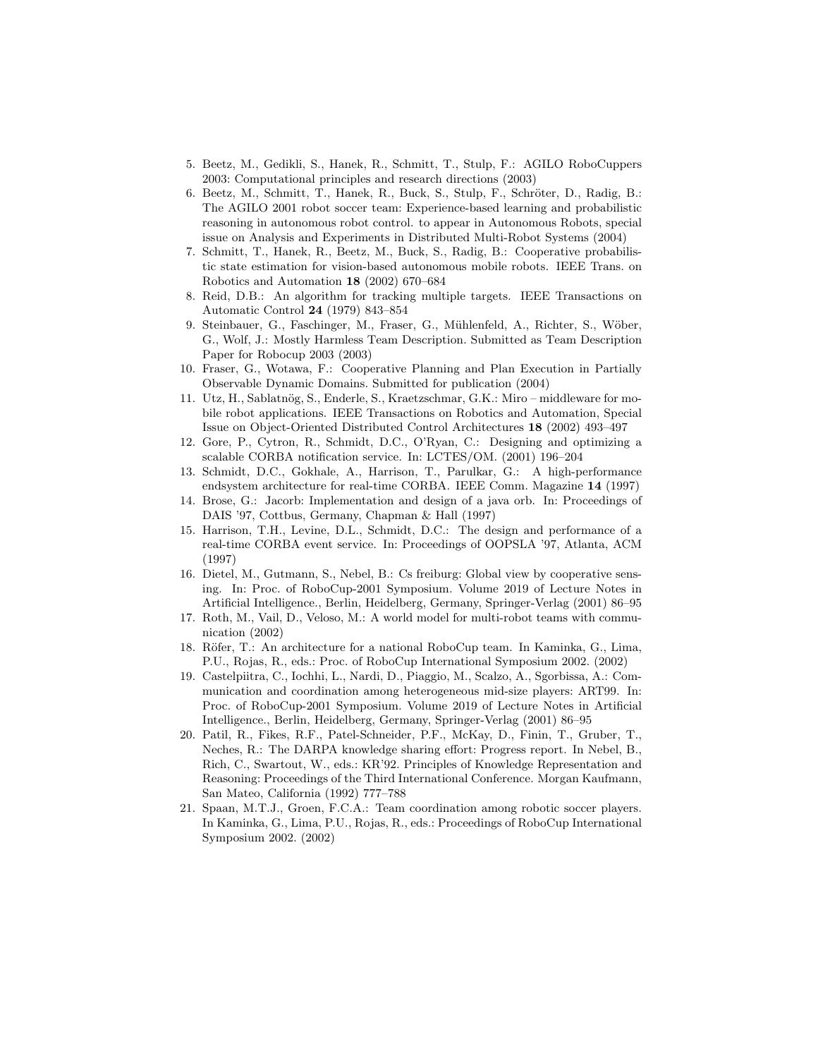5. Beetz, M., Gedikli, S., Hanek, R., Schmitt, T., Stulp, F.: AGILO RoboCuppers 2003: Computational principles and research directions (2003)
6. Beetz, M., Schmitt, T., Hanek, R., Buck, S., Stulp, F., Schröter, D., Radig, B.: The AGILO 2001 robot soccer team: Experience-based learning and probabilistic reasoning in autonomous robot control. to appear in Autonomous Robots, special issue on Analysis and Experiments in Distributed Multi-Robot Systems (2004)
7. Schmitt, T., Hanek, R., Beetz, M., Buck, S., Radig, B.: Cooperative probabilistic state estimation for vision-based autonomous mobile robots. IEEE Trans. on Robotics and Automation **18** (2002) 670–684
8. Reid, D.B.: An algorithm for tracking multiple targets. IEEE Transactions on Automatic Control **24** (1979) 843–854
9. Steinbauer, G., Faschinger, M., Fraser, G., Mühlenfeld, A., Richter, S., Wöber, G., Wolf, J.: Mostly Harmless Team Description. Submitted as Team Description Paper for Robocup 2003 (2003)
10. Fraser, G., Wotawa, F.: Cooperative Planning and Plan Execution in Partially Observable Dynamic Domains. Submitted for publication (2004)
11. Utz, H., Sablatnög, S., Enderle, S., Kraetzschmar, G.K.: Miro – middleware for mobile robot applications. IEEE Transactions on Robotics and Automation, Special Issue on Object-Oriented Distributed Control Architectures **18** (2002) 493–497
12. Gore, P., Cytron, R., Schmidt, D.C., O'Ryan, C.: Designing and optimizing a scalable CORBA notification service. In: LCTES/OM. (2001) 196–204
13. Schmidt, D.C., Gokhale, A., Harrison, T., Parulkar, G.: A high-performance endsystem architecture for real-time CORBA. IEEE Comm. Magazine **14** (1997)
14. Brose, G.: Jacorb: Implementation and design of a java orb. In: Proceedings of DAIS '97, Cottbus, Germany, Chapman & Hall (1997)
15. Harrison, T.H., Levine, D.L., Schmidt, D.C.: The design and performance of a real-time CORBA event service. In: Proceedings of OOPSLA '97, Atlanta, ACM (1997)
16. Dietel, M., Gutmann, S., Nebel, B.: Cs freiburg: Global view by cooperative sensing. In: Proc. of RoboCup-2001 Symposium. Volume 2019 of Lecture Notes in Artificial Intelligence., Berlin, Heidelberg, Germany, Springer-Verlag (2001) 86–95
17. Roth, M., Vail, D., Veloso, M.: A world model for multi-robot teams with communication (2002)
18. Röfer, T.: An architecture for a national RoboCup team. In Kaminka, G., Lima, P.U., Rojas, R., eds.: Proc. of RoboCup International Symposium 2002. (2002)
19. Castelpiitra, C., Iochhi, L., Nardi, D., Piaggio, M., Scalzo, A., Sgorbissa, A.: Communication and coordination among heterogeneous mid-size players: ART99. In: Proc. of RoboCup-2001 Symposium. Volume 2019 of Lecture Notes in Artificial Intelligence., Berlin, Heidelberg, Germany, Springer-Verlag (2001) 86–95
20. Patil, R., Fikes, R.F., Patel-Schneider, P.F., McKay, D., Finin, T., Gruber, T., Neches, R.: The DARPA knowledge sharing effort: Progress report. In Nebel, B., Rich, C., Swartout, W., eds.: KR'92. Principles of Knowledge Representation and Reasoning: Proceedings of the Third International Conference. Morgan Kaufmann, San Mateo, California (1992) 777–788
21. Spaan, M.T.J., Groen, F.C.A.: Team coordination among robotic soccer players. In Kaminka, G., Lima, P.U., Rojas, R., eds.: Proceedings of RoboCup International Symposium 2002. (2002)